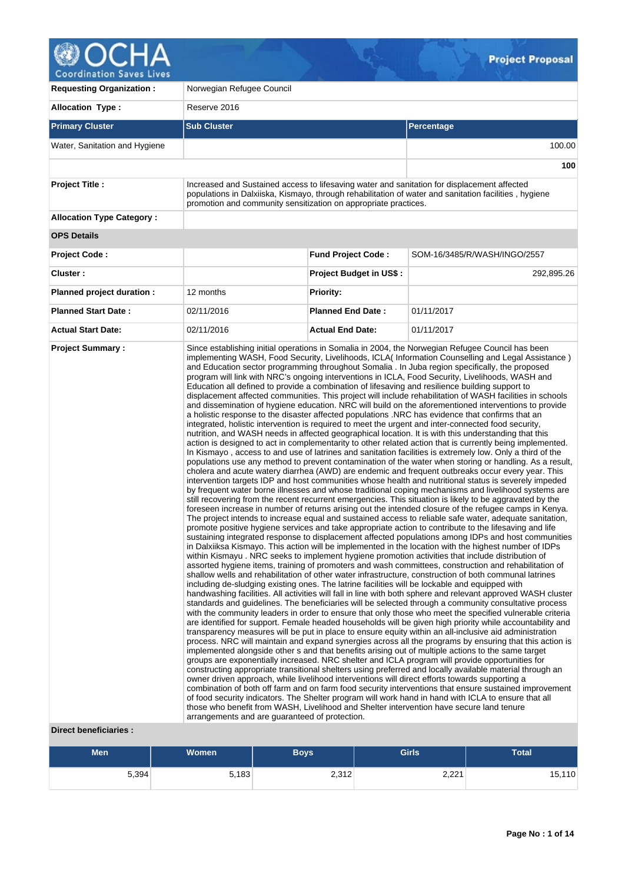# OCHA Coordination Saves Lives — Project Proposal

| | |
|---|---|
| **Requesting Organization :** | Norwegian Refugee Council |
| **Allocation Type :** | Reserve 2016 |

| Primary Cluster | Sub Cluster | Percentage |
|---|---|---|
| Water, Sanitation and Hygiene | | 100.00 |
| | | **100** |

| | |
|---|---|
| **Project Title :** | Increased and Sustained access to lifesaving water and sanitation for displacement affected populations in Dalxiiska, Kismayo, through rehabilitation of water and sanitation facilities , hygiene promotion and community sensitization on appropriate practices. |
| **Allocation Type Category :** | |

**OPS Details**

| | | | |
|---|---|---|---|
| **Project Code :** | | **Fund Project Code :** | SOM-16/3485/R/WASH/INGO/2557 |
| **Cluster :** | | **Project Budget in US$ :** | 292,895.26 |
| **Planned project duration :** | 12 months | **Priority:** | |
| **Planned Start Date :** | 02/11/2016 | **Planned End Date :** | 01/11/2017 |
| **Actual Start Date:** | 02/11/2016 | **Actual End Date:** | 01/11/2017 |

**Project Summary :**

Since establishing initial operations in Somalia in 2004, the Norwegian Refugee Council has been implementing WASH, Food Security, Livelihoods, ICLA( Information Counselling and Legal Assistance ) and Education sector programming throughout Somalia . In Juba region specifically, the proposed program will link with NRC's ongoing interventions in ICLA, Food Security, Livelihoods, WASH and Education all defined to provide a combination of lifesaving and resilience building support to displacement affected communities. This project will include rehabilitation of WASH facilities in schools and dissemination of hygiene education. NRC will build on the aforementioned interventions to provide a holistic response to the disaster affected populations .NRC has evidence that confirms that an integrated, holistic intervention is required to meet the urgent and inter-connected food security, nutrition, and WASH needs in affected geographical location. It is with this understanding that this action is designed to act in complementarity to other related action that is currently being implemented. In Kismayo , access to and use of latrines and sanitation facilities is extremely low. Only a third of the populations use any method to prevent contamination of the water when storing or handling. As a result, cholera and acute watery diarrhea (AWD) are endemic and frequent outbreaks occur every year. This intervention targets IDP and host communities whose health and nutritional status is severely impeded by frequent water borne illnesses and whose traditional coping mechanisms and livelihood systems are still recovering from the recent recurrent emergencies. This situation is likely to be aggravated by the foreseen increase in number of returns arising out the intended closure of the refugee camps in Kenya. The project intends to increase equal and sustained access to reliable safe water, adequate sanitation, promote positive hygiene services and take appropriate action to contribute to the lifesaving and life sustaining integrated response to displacement affected populations among IDPs and host communities in Dalxiiksa Kismayo. This action will be implemented in the location with the highest number of IDPs within Kismayu . NRC seeks to implement hygiene promotion activities that include distribution of assorted hygiene items, training of promoters and wash committees, construction and rehabilitation of shallow wells and rehabilitation of other water infrastructure, construction of both communal latrines including de-sludging existing ones. The latrine facilities will be lockable and equipped with handwashing facilities. All activities will fall in line with both sphere and relevant approved WASH cluster standards and guidelines. The beneficiaries will be selected through a community consultative process with the community leaders in order to ensure that only those who meet the specified vulnerable criteria are identified for support. Female headed households will be given high priority while accountability and transparency measures will be put in place to ensure equity within an all-inclusive aid administration process. NRC will maintain and expand synergies across all the programs by ensuring that this action is implemented alongside other s and that benefits arising out of multiple actions to the same target groups are exponentially increased. NRC shelter and ICLA program will provide opportunities for constructing appropriate transitional shelters using preferred and locally available material through an owner driven approach, while livelihood interventions will direct efforts towards supporting a combination of both off farm and on farm food security interventions that ensure sustained improvement of food security indicators. The Shelter program will work hand in hand with ICLA to ensure that all those who benefit from WASH, Livelihood and Shelter intervention have secure land tenure arrangements and are guaranteed of protection.

**Direct beneficiaries :**

| Men | Women | Boys | Girls | Total |
|---|---|---|---|---|
| 5,394 | 5,183 | 2,312 | 2,221 | 15,110 |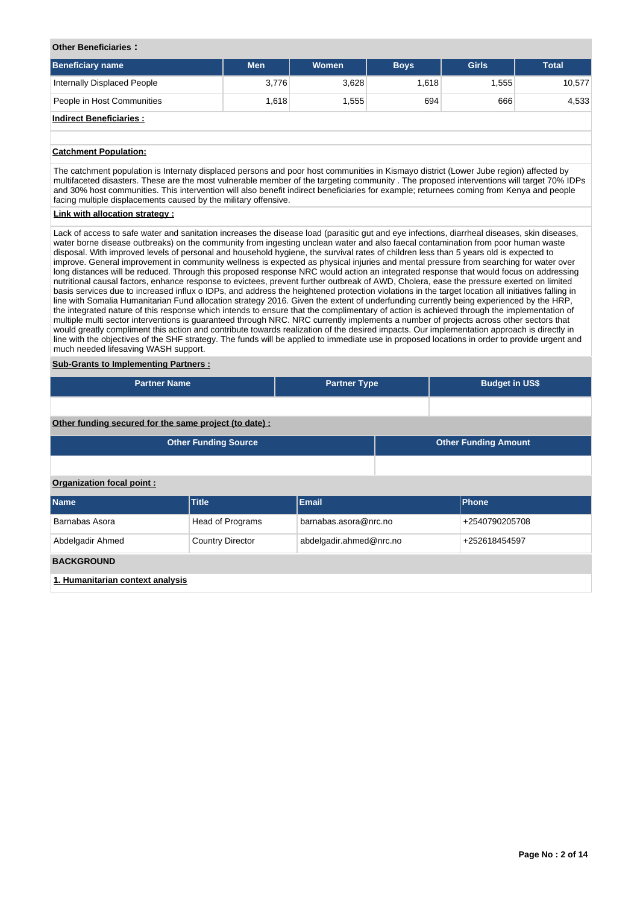**Other Beneficiaries :**

| Beneficiary name | Men | Women | Boys | Girls | Total |
|---|---|---|---|---|---|
| Internally Displaced People | 3,776 | 3,628 | 1,618 | 1,555 | 10,577 |
| People in Host Communities | 1,618 | 1,555 | 694 | 666 | 4,533 |

**Indirect Beneficiaries :**

**Catchment Population:**

The catchment population is Internaty displaced persons and poor host communities in Kismayo district (Lower Jube region) affected by multifaceted disasters. These are the most vulnerable member of the targeting community . The proposed interventions will target 70% IDPs and 30% host communities. This intervention will also benefit indirect beneficiaries for example; returnees coming from Kenya and people facing multiple displacements caused by the military offensive.

**Link with allocation strategy :**

Lack of access to safe water and sanitation increases the disease load (parasitic gut and eye infections, diarrheal diseases, skin diseases, water borne disease outbreaks) on the community from ingesting unclean water and also faecal contamination from poor human waste disposal. With improved levels of personal and household hygiene, the survival rates of children less than 5 years old is expected to improve. General improvement in community wellness is expected as physical injuries and mental pressure from searching for water over long distances will be reduced. Through this proposed response NRC would action an integrated response that would focus on addressing nutritional causal factors, enhance response to evictees, prevent further outbreak of AWD, Cholera, ease the pressure exerted on limited basis services due to increased influx o IDPs, and address the heightened protection violations in the target location all initiatives falling in line with Somalia Humanitarian Fund allocation strategy 2016. Given the extent of underfunding currently being experienced by the HRP, the integrated nature of this response which intends to ensure that the complimentary of action is achieved through the implementation of multiple multi sector interventions is guaranteed through NRC. NRC currently implements a number of projects across other sectors that would greatly compliment this action and contribute towards realization of the desired impacts. Our implementation approach is directly in line with the objectives of the SHF strategy. The funds will be applied to immediate use in proposed locations in order to provide urgent and much needed lifesaving WASH support.

**Sub-Grants to Implementing Partners :**

| Partner Name | Partner Type | Budget in US$ |
|---|---|---|
| | | |

**Other funding secured for the same project (to date) :**

| Other Funding Source | Other Funding Amount |
|---|---|
| | |

**Organization focal point :**

| Name | Title | Email | Phone |
|---|---|---|---|
| Barnabas Asora | Head of Programs | barnabas.asora@nrc.no | +2540790205708 |
| Abdelgadir Ahmed | Country Director | abdelgadir.ahmed@nrc.no | +252618454597 |

**BACKGROUND**

**1. Humanitarian context analysis**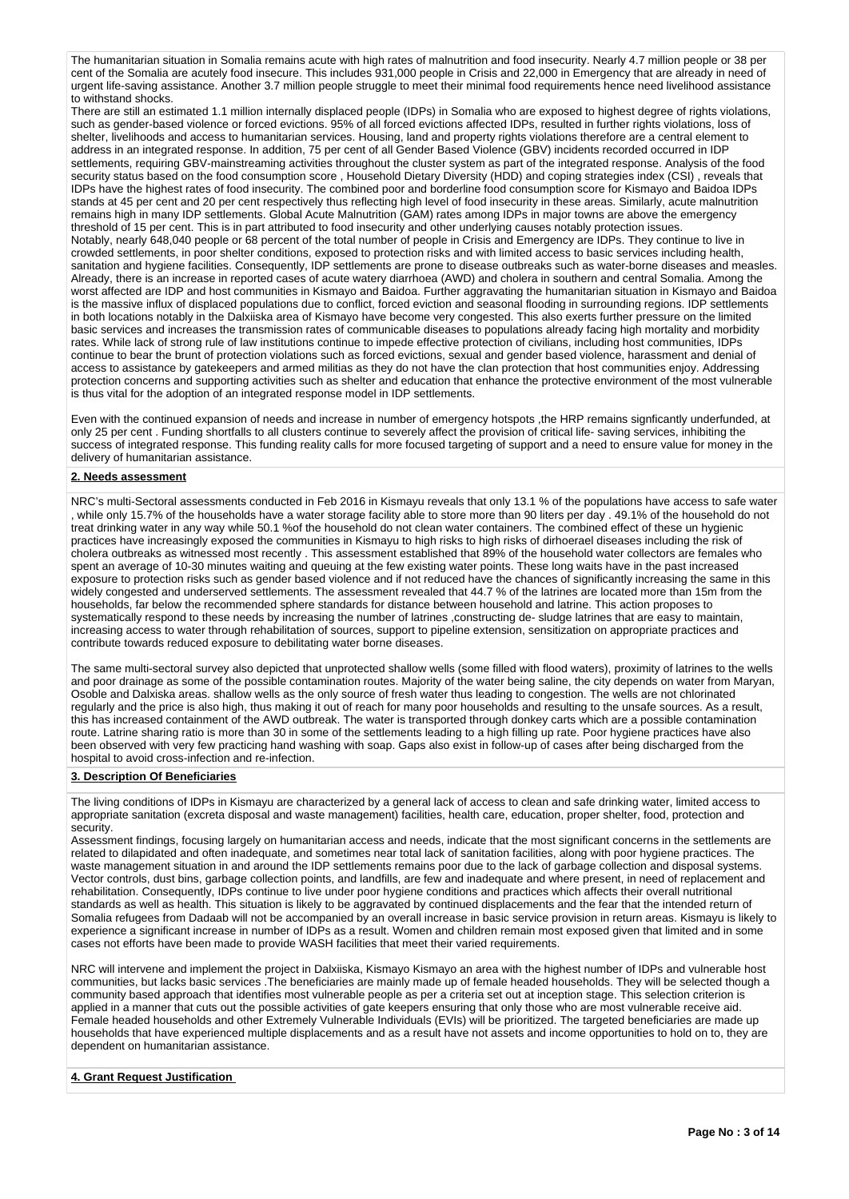The humanitarian situation in Somalia remains acute with high rates of malnutrition and food insecurity. Nearly 4.7 million people or 38 per cent of the Somalia are acutely food insecure. This includes 931,000 people in Crisis and 22,000 in Emergency that are already in need of urgent life-saving assistance. Another 3.7 million people struggle to meet their minimal food requirements hence need livelihood assistance to withstand shocks.

There are still an estimated 1.1 million internally displaced people (IDPs) in Somalia who are exposed to highest degree of rights violations, such as gender-based violence or forced evictions. 95% of all forced evictions affected IDPs, resulted in further rights violations, loss of shelter, livelihoods and access to humanitarian services. Housing, land and property rights violations therefore are a central element to address in an integrated response. In addition, 75 per cent of all Gender Based Violence (GBV) incidents recorded occurred in IDP settlements, requiring GBV-mainstreaming activities throughout the cluster system as part of the integrated response. Analysis of the food security status based on the food consumption score , Household Dietary Diversity (HDD) and coping strategies index (CSI) , reveals that IDPs have the highest rates of food insecurity. The combined poor and borderline food consumption score for Kismayo and Baidoa IDPs stands at 45 per cent and 20 per cent respectively thus reflecting high level of food insecurity in these areas. Similarly, acute malnutrition remains high in many IDP settlements. Global Acute Malnutrition (GAM) rates among IDPs in major towns are above the emergency threshold of 15 per cent. This is in part attributed to food insecurity and other underlying causes notably protection issues.

Notably, nearly 648,040 people or 68 percent of the total number of people in Crisis and Emergency are IDPs. They continue to live in crowded settlements, in poor shelter conditions, exposed to protection risks and with limited access to basic services including health, sanitation and hygiene facilities. Consequently, IDP settlements are prone to disease outbreaks such as water-borne diseases and measles. Already, there is an increase in reported cases of acute watery diarrhoea (AWD) and cholera in southern and central Somalia. Among the worst affected are IDP and host communities in Kismayo and Baidoa. Further aggravating the humanitarian situation in Kismayo and Baidoa is the massive influx of displaced populations due to conflict, forced eviction and seasonal flooding in surrounding regions. IDP settlements in both locations notably in the Dalxiiska area of Kismayo have become very congested. This also exerts further pressure on the limited basic services and increases the transmission rates of communicable diseases to populations already facing high mortality and morbidity rates. While lack of strong rule of law institutions continue to impede effective protection of civilians, including host communities, IDPs continue to bear the brunt of protection violations such as forced evictions, sexual and gender based violence, harassment and denial of access to assistance by gatekeepers and armed militias as they do not have the clan protection that host communities enjoy. Addressing protection concerns and supporting activities such as shelter and education that enhance the protective environment of the most vulnerable is thus vital for the adoption of an integrated response model in IDP settlements.

Even with the continued expansion of needs and increase in number of emergency hotspots ,the HRP remains signficantly underfunded, at only 25 per cent . Funding shortfalls to all clusters continue to severely affect the provision of critical life- saving services, inhibiting the success of integrated response. This funding reality calls for more focused targeting of support and a need to ensure value for money in the delivery of humanitarian assistance.

## 2. Needs assessment

NRC's multi-Sectoral assessments conducted in Feb 2016 in Kismayu reveals that only 13.1 % of the populations have access to safe water , while only 15.7% of the households have a water storage facility able to store more than 90 liters per day . 49.1% of the household do not treat drinking water in any way while 50.1 %of the household do not clean water containers. The combined effect of these un hygienic practices have increasingly exposed the communities in Kismayu to high risks to high risks of dirhoerael diseases including the risk of cholera outbreaks as witnessed most recently . This assessment established that 89% of the household water collectors are females who spent an average of 10-30 minutes waiting and queuing at the few existing water points. These long waits have in the past increased exposure to protection risks such as gender based violence and if not reduced have the chances of significantly increasing the same in this widely congested and underserved settlements. The assessment revealed that 44.7 % of the latrines are located more than 15m from the households, far below the recommended sphere standards for distance between household and latrine. This action proposes to systematically respond to these needs by increasing the number of latrines ,constructing de- sludge latrines that are easy to maintain, increasing access to water through rehabilitation of sources, support to pipeline extension, sensitization on appropriate practices and contribute towards reduced exposure to debilitating water borne diseases.

The same multi-sectoral survey also depicted that unprotected shallow wells (some filled with flood waters), proximity of latrines to the wells and poor drainage as some of the possible contamination routes. Majority of the water being saline, the city depends on water from Maryan, Osoble and Dalxiska areas. shallow wells as the only source of fresh water thus leading to congestion. The wells are not chlorinated regularly and the price is also high, thus making it out of reach for many poor households and resulting to the unsafe sources. As a result, this has increased containment of the AWD outbreak. The water is transported through donkey carts which are a possible contamination route. Latrine sharing ratio is more than 30 in some of the settlements leading to a high filling up rate. Poor hygiene practices have also been observed with very few practicing hand washing with soap. Gaps also exist in follow-up of cases after being discharged from the hospital to avoid cross-infection and re-infection.

## 3. Description Of Beneficiaries

The living conditions of IDPs in Kismayu are characterized by a general lack of access to clean and safe drinking water, limited access to appropriate sanitation (excreta disposal and waste management) facilities, health care, education, proper shelter, food, protection and security.

Assessment findings, focusing largely on humanitarian access and needs, indicate that the most significant concerns in the settlements are related to dilapidated and often inadequate, and sometimes near total lack of sanitation facilities, along with poor hygiene practices. The waste management situation in and around the IDP settlements remains poor due to the lack of garbage collection and disposal systems. Vector controls, dust bins, garbage collection points, and landfills, are few and inadequate and where present, in need of replacement and rehabilitation. Consequently, IDPs continue to live under poor hygiene conditions and practices which affects their overall nutritional standards as well as health. This situation is likely to be aggravated by continued displacements and the fear that the intended return of Somalia refugees from Dadaab will not be accompanied by an overall increase in basic service provision in return areas. Kismayu is likely to experience a significant increase in number of IDPs as a result. Women and children remain most exposed given that limited and in some cases not efforts have been made to provide WASH facilities that meet their varied requirements.

NRC will intervene and implement the project in Dalxiiska, Kismayo Kismayo an area with the highest number of IDPs and vulnerable host communities, but lacks basic services .The beneficiaries are mainly made up of female headed households. They will be selected though a community based approach that identifies most vulnerable people as per a criteria set out at inception stage. This selection criterion is applied in a manner that cuts out the possible activities of gate keepers ensuring that only those who are most vulnerable receive aid. Female headed households and other Extremely Vulnerable Individuals (EVIs) will be prioritized. The targeted beneficiaries are made up households that have experienced multiple displacements and as a result have not assets and income opportunities to hold on to, they are dependent on humanitarian assistance.

## 4. Grant Request Justification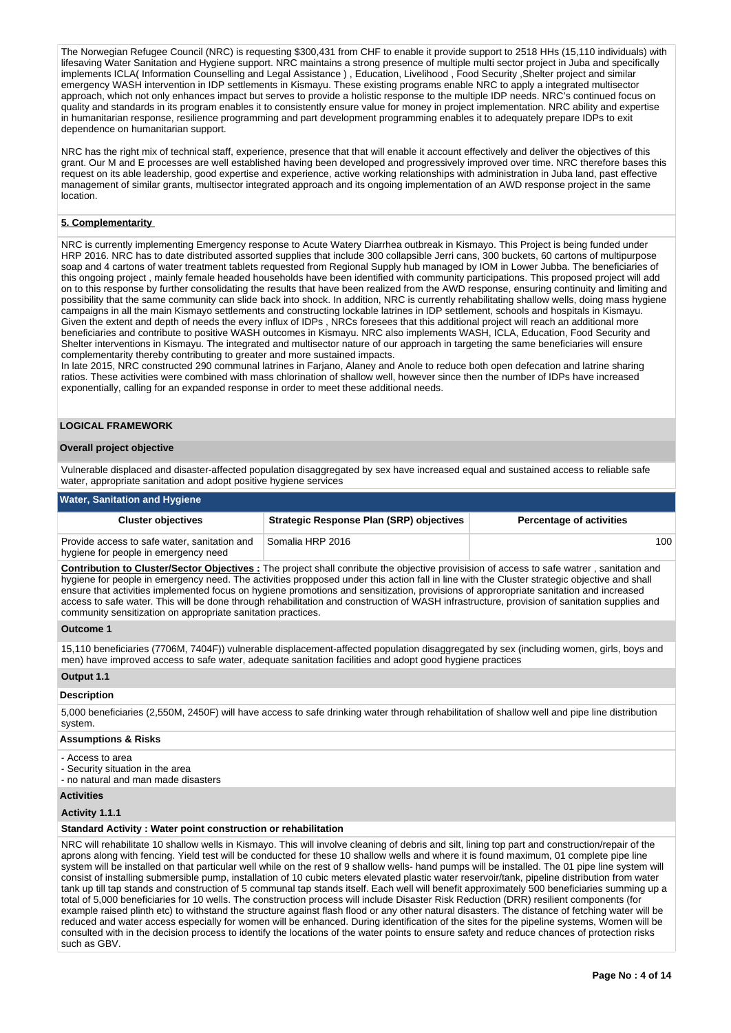The Norwegian Refugee Council (NRC) is requesting $300,431 from CHF to enable it provide support to 2518 HHs (15,110 individuals) with lifesaving Water Sanitation and Hygiene support. NRC maintains a strong presence of multiple multi sector project in Juba and specifically implements ICLA( Information Counselling and Legal Assistance ) , Education, Livelihood , Food Security ,Shelter project and similar emergency WASH intervention in IDP settlements in Kismayu. These existing programs enable NRC to apply a integrated multisector approach, which not only enhances impact but serves to provide a holistic response to the multiple IDP needs. NRC's continued focus on quality and standards in its program enables it to consistently ensure value for money in project implementation. NRC ability and expertise in humanitarian response, resilience programming and part development programming enables it to adequately prepare IDPs to exit dependence on humanitarian support.

NRC has the right mix of technical staff, experience, presence that that will enable it account effectively and deliver the objectives of this grant. Our M and E processes are well established having been developed and progressively improved over time. NRC therefore bases this request on its able leadership, good expertise and experience, active working relationships with administration in Juba land, past effective management of similar grants, multisector integrated approach and its ongoing implementation of an AWD response project in the same location.

**5. Complementarity**

NRC is currently implementing Emergency response to Acute Watery Diarrhea outbreak in Kismayo. This Project is being funded under HRP 2016. NRC has to date distributed assorted supplies that include 300 collapsible Jerri cans, 300 buckets, 60 cartons of multipurpose soap and 4 cartons of water treatment tablets requested from Regional Supply hub managed by IOM in Lower Jubba. The beneficiaries of this ongoing project , mainly female headed households have been identified with community participations. This proposed project will add on to this response by further consolidating the results that have been realized from the AWD response, ensuring continuity and limiting and possibility that the same community can slide back into shock. In addition, NRC is currently rehabilitating shallow wells, doing mass hygiene campaigns in all the main Kismayo settlements and constructing lockable latrines in IDP settlement, schools and hospitals in Kismayu. Given the extent and depth of needs the every influx of IDPs , NRCs foresees that this additional project will reach an additional more beneficiaries and contribute to positive WASH outcomes in Kismayu. NRC also implements WASH, ICLA, Education, Food Security and Shelter interventions in Kismayu. The integrated and multisector nature of our approach in targeting the same beneficiaries will ensure complementarity thereby contributing to greater and more sustained impacts.
In late 2015, NRC constructed 290 communal latrines in Farjano, Alaney and Anole to reduce both open defecation and latrine sharing ratios. These activities were combined with mass chlorination of shallow well, however since then the number of IDPs have increased exponentially, calling for an expanded response in order to meet these additional needs.

## LOGICAL FRAMEWORK

### Overall project objective

Vulnerable displaced and disaster-affected population disaggregated by sex have increased equal and sustained access to reliable safe water, appropriate sanitation and adopt positive hygiene services

**Water, Sanitation and Hygiene**

| Cluster objectives | Strategic Response Plan (SRP) objectives | Percentage of activities |
|---|---|---|
| Provide access to safe water, sanitation and hygiene for people in emergency need | Somalia HRP 2016 | 100 |

**Contribution to Cluster/Sector Objectives :** The project shall conribute the objective provisision of access to safe watrer , sanitation and hygiene for people in emergency need. The activities propposed under this action fall in line with the Cluster strategic objective and shall ensure that activities implemented focus on hygiene promotions and sensitization, provisions of approroprate sanitation and increased access to safe water. This will be done through rehabilitation and construction of WASH infrastructure, provision of sanitation supplies and community sensitization on appropriate sanitation practices.

### Outcome 1

15,110 beneficiaries (7706M, 7404F)) vulnerable displacement-affected population disaggregated by sex (including women, girls, boys and men) have improved access to safe water, adequate sanitation facilities and adopt good hygiene practices

### Output 1.1

**Description**

5,000 beneficiaries (2,550M, 2450F) will have access to safe drinking water through rehabilitation of shallow well and pipe line distribution system.

**Assumptions & Risks**

- Access to area
- Security situation in the area
- no natural and man made disasters

**Activities**

**Activity 1.1.1**

**Standard Activity : Water point construction or rehabilitation**

NRC will rehabilitate 10 shallow wells in Kismayo. This will involve cleaning of debris and silt, lining top part and construction/repair of the aprons along with fencing. Yield test will be conducted for these 10 shallow wells and where it is found maximum, 01 complete pipe line system will be installed on that particular well while on the rest of 9 shallow wells- hand pumps will be installed. The 01 pipe line system will consist of installing submersible pump, installation of 10 cubic meters elevated plastic water reservoir/tank, pipeline distribution from water tank up till tap stands and construction of 5 communal tap stands itself. Each well will benefit approximately 500 beneficiaries summing up a total of 5,000 beneficiaries for 10 wells. The construction process will include Disaster Risk Reduction (DRR) resilient components (for example raised plinth etc) to withstand the structure against flash flood or any other natural disasters. The distance of fetching water will be reduced and water access especially for women will be enhanced. During identification of the sites for the pipeline systems, Women will be consulted with in the decision process to identify the locations of the water points to ensure safety and reduce chances of protection risks such as GBV.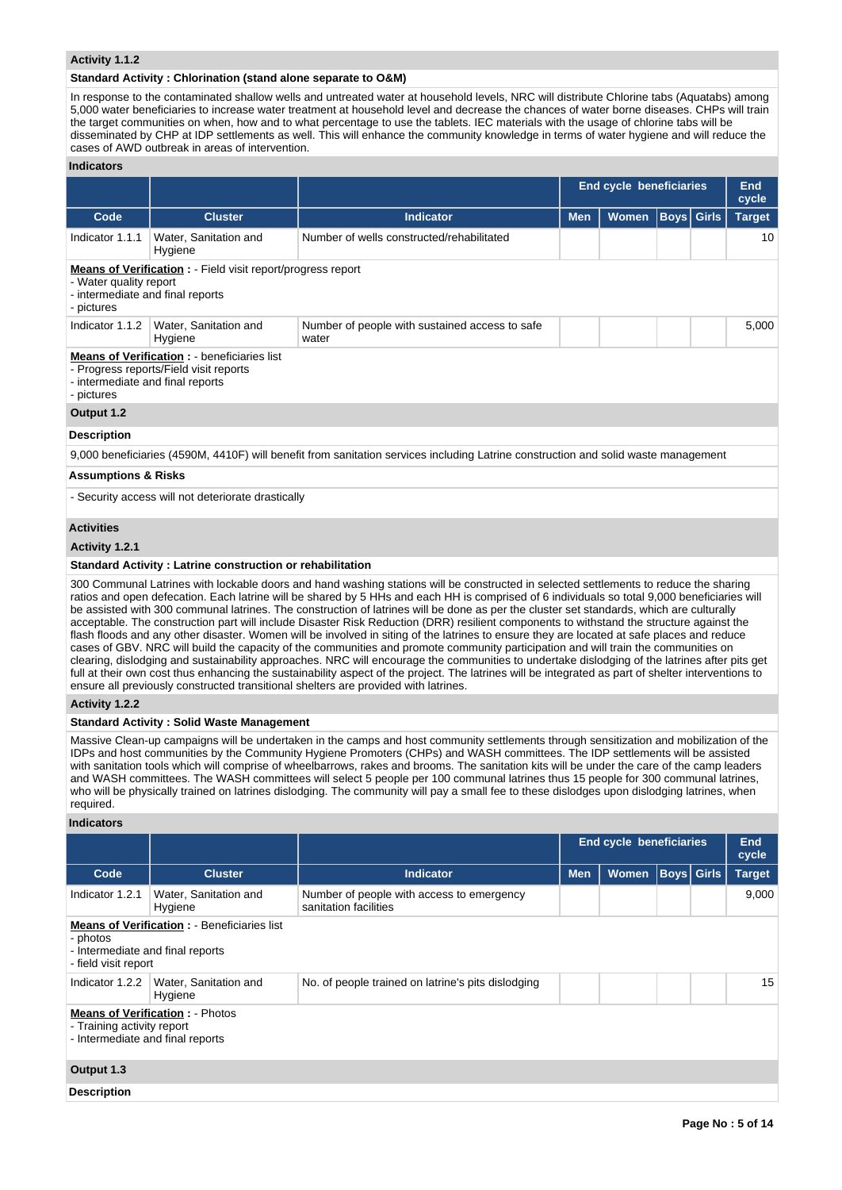### Activity 1.1.2

**Standard Activity : Chlorination (stand alone separate to O&M)**

In response to the contaminated shallow wells and untreated water at household levels, NRC will distribute Chlorine tabs (Aquatabs) among 5,000 water beneficiaries to increase water treatment at household level and decrease the chances of water borne diseases. CHPs will train the target communities on when, how and to what percentage to use the tablets. IEC materials with the usage of chlorine tabs will be disseminated by CHP at IDP settlements as well. This will enhance the community knowledge in terms of water hygiene and will reduce the cases of AWD outbreak in areas of intervention.

**Indicators**

| | | | End cycle beneficiaries | | | | End cycle |
|---|---|---|---|---|---|---|---|
| **Code** | **Cluster** | **Indicator** | **Men** | **Women** | **Boys** | **Girls** | **Target** |
| Indicator 1.1.1 | Water, Sanitation and Hygiene | Number of wells constructed/rehabilitated | | | | | 10 |

**Means of Verification :** - Field visit report/progress report
- Water quality report
- intermediate and final reports
- pictures

| **Code** | **Cluster** | **Indicator** | **Men** | **Women** | **Boys** | **Girls** | **Target** |
|---|---|---|---|---|---|---|---|
| Indicator 1.1.2 | Water, Sanitation and Hygiene | Number of people with sustained access to safe water | | | | | 5,000 |

**Means of Verification :** - beneficiaries list
- Progress reports/Field visit reports
- intermediate and final reports
- pictures

### Output 1.2

**Description**

9,000 beneficiaries (4590M, 4410F) will benefit from sanitation services including Latrine construction and solid waste management

**Assumptions & Risks**

- Security access will not deteriorate drastically

### Activities

### Activity 1.2.1

**Standard Activity : Latrine construction or rehabilitation**

300 Communal Latrines with lockable doors and hand washing stations will be constructed in selected settlements to reduce the sharing ratios and open defecation. Each latrine will be shared by 5 HHs and each HH is comprised of 6 individuals so total 9,000 beneficiaries will be assisted with 300 communal latrines. The construction of latrines will be done as per the cluster set standards, which are culturally acceptable. The construction part will include Disaster Risk Reduction (DRR) resilient components to withstand the structure against the flash floods and any other disaster. Women will be involved in siting of the latrines to ensure they are located at safe places and reduce cases of GBV. NRC will build the capacity of the communities and promote community participation and will train the communities on clearing, dislodging and sustainability approaches. NRC will encourage the communities to undertake dislodging of the latrines after pits get full at their own cost thus enhancing the sustainability aspect of the project. The latrines will be integrated as part of shelter interventions to ensure all previously constructed transitional shelters are provided with latrines.

### Activity 1.2.2

**Standard Activity : Solid Waste Management**

Massive Clean-up campaigns will be undertaken in the camps and host community settlements through sensitization and mobilization of the IDPs and host communities by the Community Hygiene Promoters (CHPs) and WASH committees. The IDP settlements will be assisted with sanitation tools which will comprise of wheelbarrows, rakes and brooms. The sanitation kits will be under the care of the camp leaders and WASH committees. The WASH committees will select 5 people per 100 communal latrines thus 15 people for 300 communal latrines, who will be physically trained on latrines dislodging. The community will pay a small fee to these dislodges upon dislodging latrines, when required.

**Indicators**

| | | | End cycle beneficiaries | | | | End cycle |
|---|---|---|---|---|---|---|---|
| **Code** | **Cluster** | **Indicator** | **Men** | **Women** | **Boys** | **Girls** | **Target** |
| Indicator 1.2.1 | Water, Sanitation and Hygiene | Number of people with access to emergency sanitation facilities | | | | | 9,000 |

**Means of Verification :** - Beneficiaries list
- photos
- Intermediate and final reports
- field visit report

| **Code** | **Cluster** | **Indicator** | **Men** | **Women** | **Boys** | **Girls** | **Target** |
|---|---|---|---|---|---|---|---|
| Indicator 1.2.2 | Water, Sanitation and Hygiene | No. of people trained on latrine's pits dislodging | | | | | 15 |

**Means of Verification :** - Photos
- Training activity report
- Intermediate and final reports

### Output 1.3

**Description**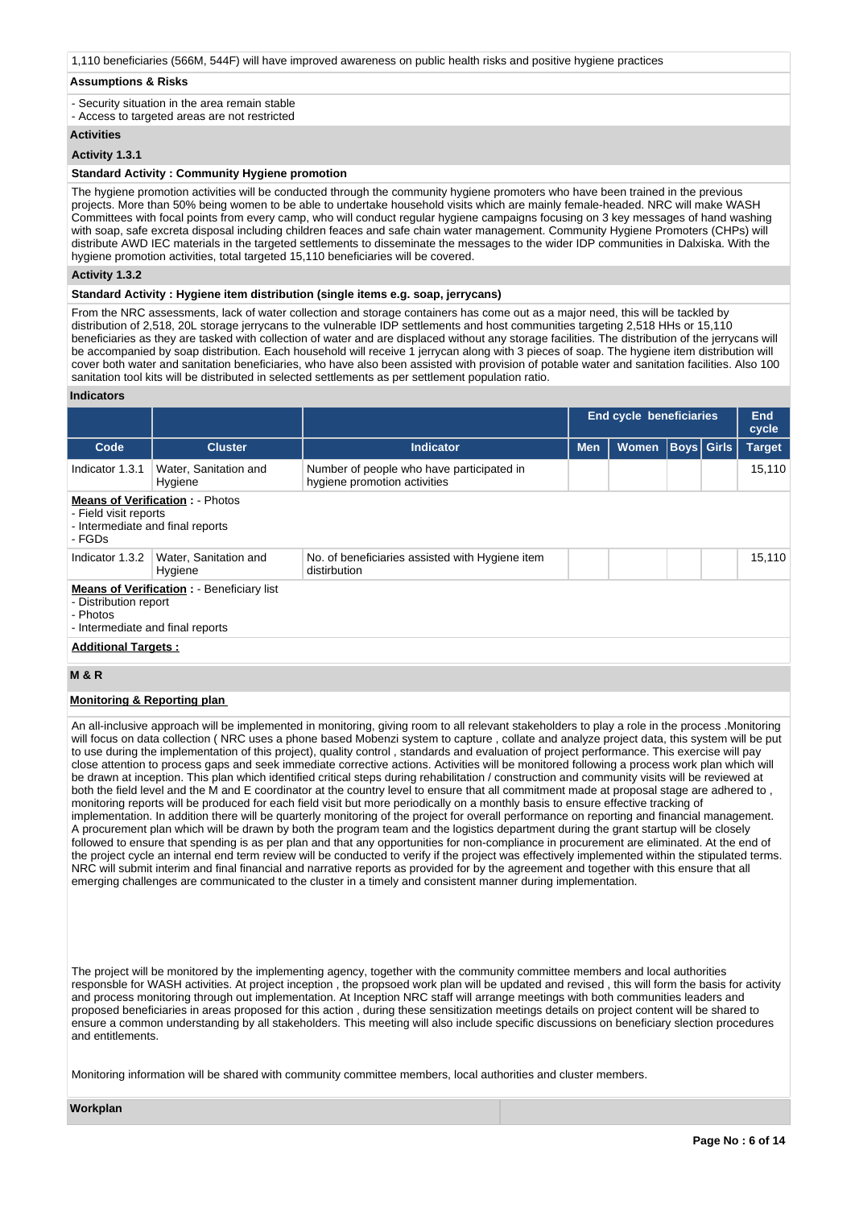1,110 beneficiaries (566M, 544F) will have improved awareness on public health risks and positive hygiene practices

**Assumptions & Risks**

- Security situation in the area remain stable
- Access to targeted areas are not restricted

**Activities**

**Activity 1.3.1**

**Standard Activity : Community Hygiene promotion**

The hygiene promotion activities will be conducted through the community hygiene promoters who have been trained in the previous projects. More than 50% being women to be able to undertake household visits which are mainly female-headed. NRC will make WASH Committees with focal points from every camp, who will conduct regular hygiene campaigns focusing on 3 key messages of hand washing with soap, safe excreta disposal including children feaces and safe chain water management. Community Hygiene Promoters (CHPs) will distribute AWD IEC materials in the targeted settlements to disseminate the messages to the wider IDP communities in Dalxiska. With the hygiene promotion activities, total targeted 15,110 beneficiaries will be covered.

**Activity 1.3.2**

**Standard Activity : Hygiene item distribution (single items e.g. soap, jerrycans)**

From the NRC assessments, lack of water collection and storage containers has come out as a major need, this will be tackled by distribution of 2,518, 20L storage jerrycans to the vulnerable IDP settlements and host communities targeting 2,518 HHs or 15,110 beneficiaries as they are tasked with collection of water and are displaced without any storage facilities. The distribution of the jerrycans will be accompanied by soap distribution. Each household will receive 1 jerrycan along with 3 pieces of soap. The hygiene item distribution will cover both water and sanitation beneficiaries, who have also been assisted with provision of potable water and sanitation facilities. Also 100 sanitation tool kits will be distributed in selected settlements as per settlement population ratio.

**Indicators**

| | | | End cycle beneficiaries | | | | End cycle |
|---|---|---|---|---|---|---|---|
| Code | Cluster | Indicator | Men | Women | Boys | Girls | Target |
| Indicator 1.3.1 | Water, Sanitation and Hygiene | Number of people who have participated in hygiene promotion activities | | | | | 15,110 |
| **Means of Verification :** - Photos<br>- Field visit reports<br>- Intermediate and final reports<br>- FGDs | | | | | | | |
| Indicator 1.3.2 | Water, Sanitation and Hygiene | No. of beneficiaries assisted with Hygiene item distirbution | | | | | 15,110 |
| **Means of Verification :** - Beneficiary list<br>- Distribution report<br>- Photos<br>- Intermediate and final reports | | | | | | | |

**Additional Targets :**

**M & R**

**Monitoring & Reporting plan**

An all-inclusive approach will be implemented in monitoring, giving room to all relevant stakeholders to play a role in the process .Monitoring will focus on data collection ( NRC uses a phone based Mobenzi system to capture , collate and analyze project data, this system will be put to use during the implementation of this project), quality control , standards and evaluation of project performance. This exercise will pay close attention to process gaps and seek immediate corrective actions. Activities will be monitored following a process work plan which will be drawn at inception. This plan which identified critical steps during rehabilitation / construction and community visits will be reviewed at both the field level and the M and E coordinator at the country level to ensure that all commitment made at proposal stage are adhered to , monitoring reports will be produced for each field visit but more periodically on a monthly basis to ensure effective tracking of implementation. In addition there will be quarterly monitoring of the project for overall performance on reporting and financial management. A procurement plan which will be drawn by both the program team and the logistics department during the grant startup will be closely followed to ensure that spending is as per plan and that any opportunities for non-compliance in procurement are eliminated. At the end of the project cycle an internal end term review will be conducted to verify if the project was effectively implemented within the stipulated terms. NRC will submit interim and final financial and narrative reports as provided for by the agreement and together with this ensure that all emerging challenges are communicated to the cluster in a timely and consistent manner during implementation.

The project will be monitored by the implementing agency, together with the community committee members and local authorities responsble for WASH activities. At project inception , the propsoed work plan will be updated and revised , this will form the basis for activity and process monitoring through out implementation. At Inception NRC staff will arrange meetings with both communities leaders and proposed beneficiaries in areas proposed for this action , during these sensitization meetings details on project content will be shared to ensure a common understanding by all stakeholders. This meeting will also include specific discussions on beneficiary slection procedures and entitlements.

Monitoring information will be shared with community committee members, local authorities and cluster members.

**Workplan**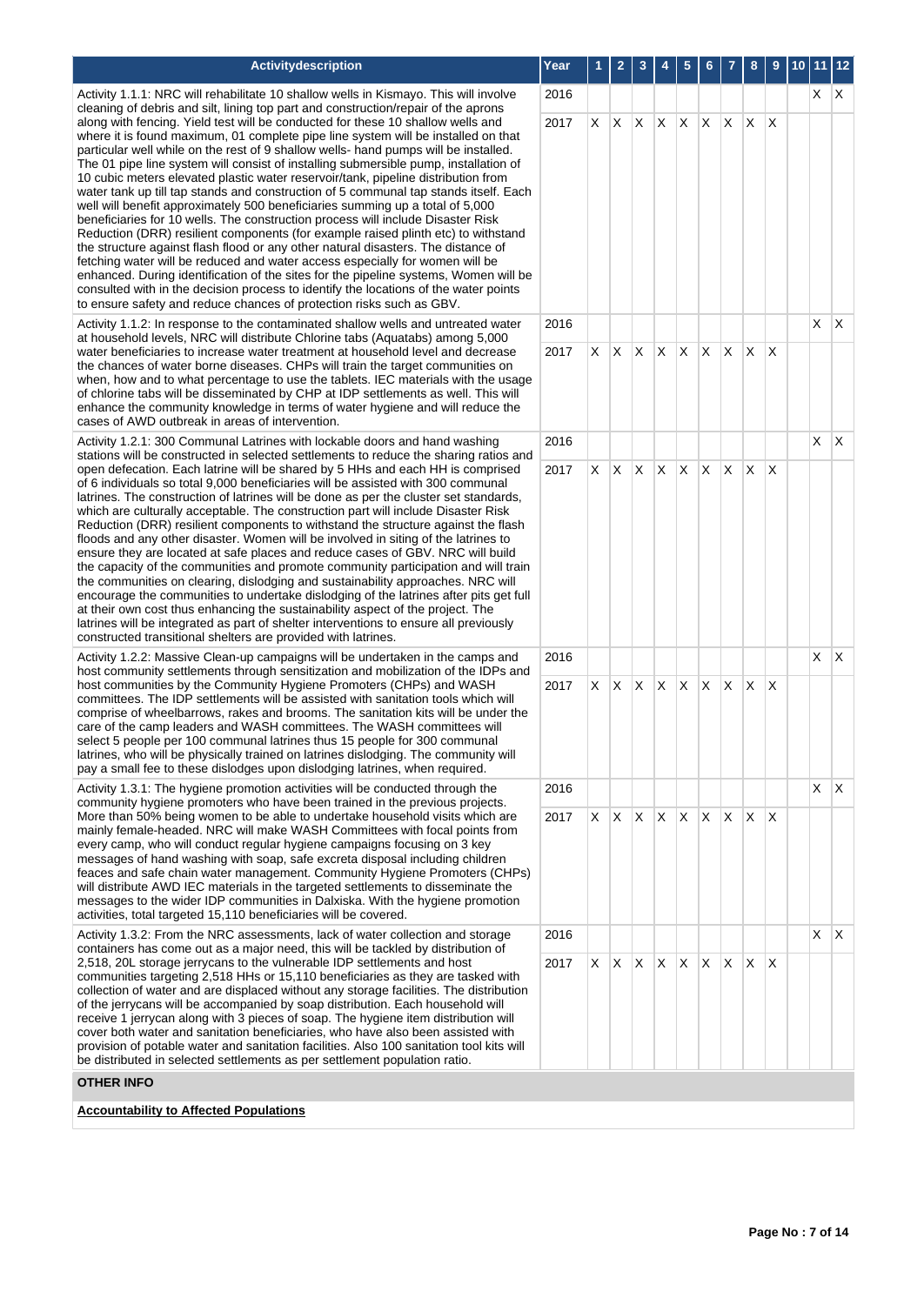| Activitydescription | Year | 1 | 2 | 3 | 4 | 5 | 6 | 7 | 8 | 9 | 10 | 11 | 12 |
|---|---|---|---|---|---|---|---|---|---|---|---|---|---|
| Activity 1.1.1: NRC will rehabilitate 10 shallow wells in Kismayo. This will involve cleaning of debris and silt, lining top part and construction/repair of the aprons along with fencing. Yield test will be conducted for these 10 shallow wells and where it is found maximum, 01 complete pipe line system will be installed on that particular well while on the rest of 9 shallow wells- hand pumps will be installed. The 01 pipe line system will consist of installing submersible pump, installation of 10 cubic meters elevated plastic water reservoir/tank, pipeline distribution from water tank up till tap stands and construction of 5 communal tap stands itself. Each well will benefit approximately 500 beneficiaries summing up a total of 5,000 beneficiaries for 10 wells. The construction process will include Disaster Risk Reduction (DRR) resilient components (for example raised plinth etc) to withstand the structure against flash flood or any other natural disasters. The distance of fetching water will be reduced and water access especially for women will be enhanced. During identification of the sites for the pipeline systems, Women will be consulted with in the decision process to identify the locations of the water points to ensure safety and reduce chances of protection risks such as GBV. | 2016 | | | | | | | | | | | X | X |
| | 2017 | X | X | X | X | X | X | X | X | X | | | |
| Activity 1.1.2: In response to the contaminated shallow wells and untreated water at household levels, NRC will distribute Chlorine tabs (Aquatabs) among 5,000 water beneficiaries to increase water treatment at household level and decrease the chances of water borne diseases. CHPs will train the target communities on when, how and to what percentage to use the tablets. IEC materials with the usage of chlorine tabs will be disseminated by CHP at IDP settlements as well. This will enhance the community knowledge in terms of water hygiene and will reduce the cases of AWD outbreak in areas of intervention. | 2016 | | | | | | | | | | | X | X |
| | 2017 | X | X | X | X | X | X | X | X | X | | | |
| Activity 1.2.1: 300 Communal Latrines with lockable doors and hand washing stations will be constructed in selected settlements to reduce the sharing ratios and open defecation. Each latrine will be shared by 5 HHs and each HH is comprised of 6 individuals so total 9,000 beneficiaries will be assisted with 300 communal latrines. The construction of latrines will be done as per the cluster set standards, which are culturally acceptable. The construction part will include Disaster Risk Reduction (DRR) resilient components to withstand the structure against the flash floods and any other disaster. Women will be involved in siting of the latrines to ensure they are located at safe places and reduce cases of GBV. NRC will build the capacity of the communities and promote community participation and will train the communities on clearing, dislodging and sustainability approaches. NRC will encourage the communities to undertake dislodging of the latrines after pits get full at their own cost thus enhancing the sustainability aspect of the project. The latrines will be integrated as part of shelter interventions to ensure all previously constructed transitional shelters are provided with latrines. | 2016 | | | | | | | | | | | X | X |
| | 2017 | X | X | X | X | X | X | X | X | X | | | |
| Activity 1.2.2: Massive Clean-up campaigns will be undertaken in the camps and host community settlements through sensitization and mobilization of the IDPs and host communities by the Community Hygiene Promoters (CHPs) and WASH committees. The IDP settlements will be assisted with sanitation tools which will comprise of wheelbarrows, rakes and brooms. The sanitation kits will be under the care of the camp leaders and WASH committees. The WASH committees will select 5 people per 100 communal latrines thus 15 people for 300 communal latrines, who will be physically trained on latrines dislodging. The community will pay a small fee to these dislodges upon dislodging latrines, when required. | 2016 | | | | | | | | | | | X | X |
| | 2017 | X | X | X | X | X | X | X | X | X | | | |
| Activity 1.3.1: The hygiene promotion activities will be conducted through the community hygiene promoters who have been trained in the previous projects. More than 50% being women to be able to undertake household visits which are mainly female-headed. NRC will make WASH Committees with focal points from every camp, who will conduct regular hygiene campaigns focusing on 3 key messages of hand washing with soap, safe excreta disposal including children feaces and safe chain water management. Community Hygiene Promoters (CHPs) will distribute AWD IEC materials in the targeted settlements to disseminate the messages to the wider IDP communities in Dalxiska. With the hygiene promotion activities, total targeted 15,110 beneficiaries will be covered. | 2016 | | | | | | | | | | | X | X |
| | 2017 | X | X | X | X | X | X | X | X | X | | | |
| Activity 1.3.2: From the NRC assessments, lack of water collection and storage containers has come out as a major need, this will be tackled by distribution of 2,518, 20L storage jerrycans to the vulnerable IDP settlements and host communities targeting 2,518 HHs or 15,110 beneficiaries as they are tasked with collection of water and are displaced without any storage facilities. The distribution of the jerrycans will be accompanied by soap distribution. Each household will receive 1 jerrycan along with 3 pieces of soap. The hygiene item distribution will cover both water and sanitation beneficiaries, who have also been assisted with provision of potable water and sanitation facilities. Also 100 sanitation tool kits will be distributed in selected settlements as per settlement population ratio. | 2016 | | | | | | | | | | | X | X |
| | 2017 | X | X | X | X | X | X | X | X | X | | | |

**OTHER INFO**

**Accountability to Affected Populations**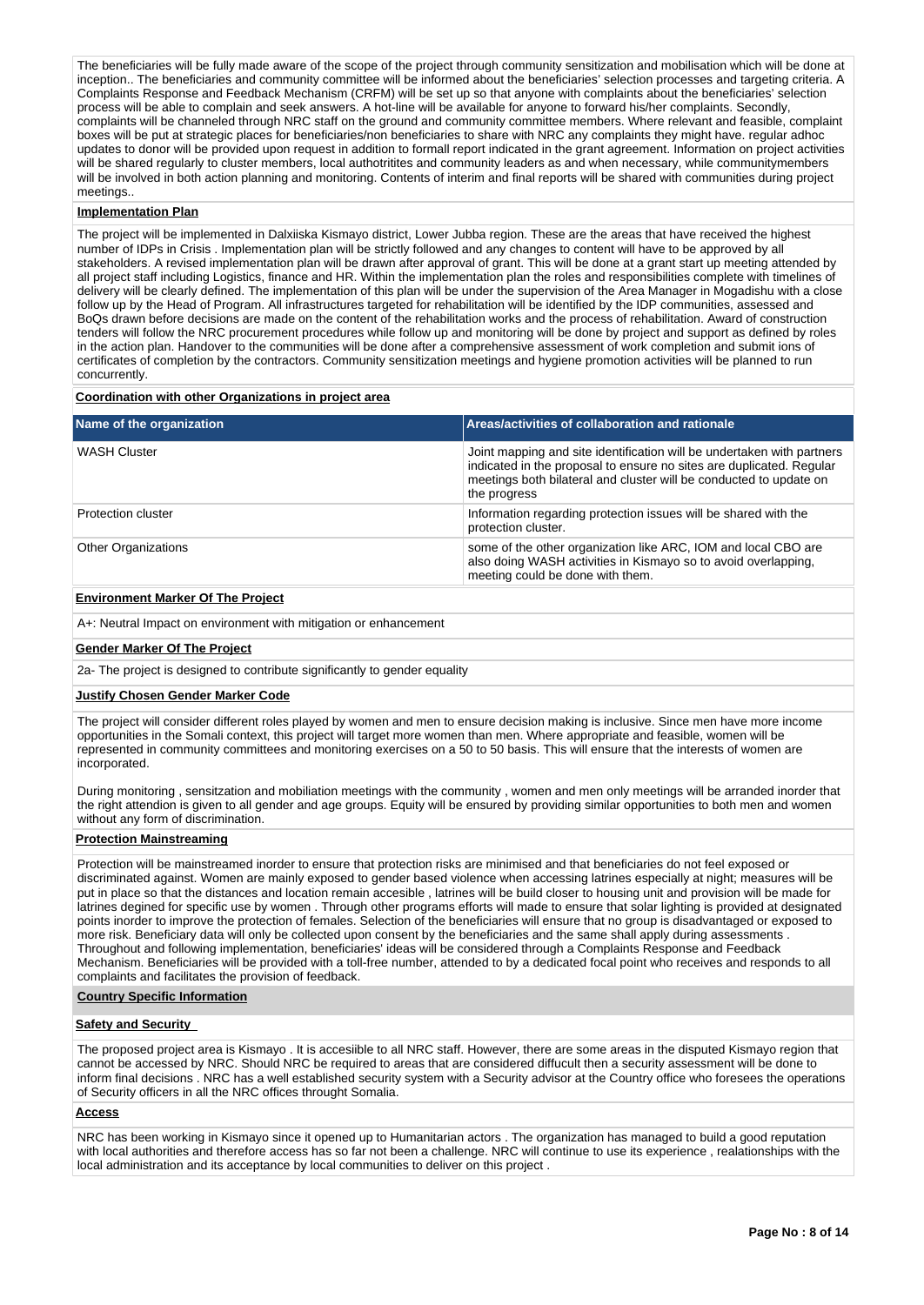The beneficiaries will be fully made aware of the scope of the project through community sensitization and mobilisation which will be done at inception.. The beneficiaries and community committee will be informed about the beneficiaries' selection processes and targeting criteria. A Complaints Response and Feedback Mechanism (CRFM) will be set up so that anyone with complaints about the beneficiaries' selection process will be able to complain and seek answers. A hot-line will be available for anyone to forward his/her complaints. Secondly, complaints will be channeled through NRC staff on the ground and community committee members. Where relevant and feasible, complaint boxes will be put at strategic places for beneficiaries/non beneficiaries to share with NRC any complaints they might have. regular adhoc updates to donor will be provided upon request in addition to formall report indicated in the grant agreement. Information on project activities will be shared regularly to cluster members, local authotritites and community leaders as and when necessary, while communitymembers will be involved in both action planning and monitoring. Contents of interim and final reports will be shared with communities during project meetings..

**Implementation Plan**

The project will be implemented in Dalxiiska Kismayo district, Lower Jubba region. These are the areas that have received the highest number of IDPs in Crisis . Implementation plan will be strictly followed and any changes to content will have to be approved by all stakeholders. A revised implementation plan will be drawn after approval of grant. This will be done at a grant start up meeting attended by all project staff including Logistics, finance and HR. Within the implementation plan the roles and responsibilities complete with timelines of delivery will be clearly defined. The implementation of this plan will be under the supervision of the Area Manager in Mogadishu with a close follow up by the Head of Program. All infrastructures targeted for rehabilitation will be identified by the IDP communities, assessed and BoQs drawn before decisions are made on the content of the rehabilitation works and the process of rehabilitation. Award of construction tenders will follow the NRC procurement procedures while follow up and monitoring will be done by project and support as defined by roles in the action plan. Handover to the communities will be done after a comprehensive assessment of work completion and submit ions of certificates of completion by the contractors. Community sensitization meetings and hygiene promotion activities will be planned to run concurrently.

**Coordination with other Organizations in project area**

| Name of the organization | Areas/activities of collaboration and rationale |
|---|---|
| WASH Cluster | Joint mapping and site identification will be undertaken with partners indicated in the proposal to ensure no sites are duplicated. Regular meetings both bilateral and cluster will be conducted to update on the progress |
| Protection cluster | Information regarding protection issues will be shared with the protection cluster. |
| Other Organizations | some of the other organization like ARC, IOM and local CBO are also doing WASH activities in Kismayo so to avoid overlapping, meeting could be done with them. |

**Environment Marker Of The Project**

A+: Neutral Impact on environment with mitigation or enhancement

**Gender Marker Of The Project**

2a- The project is designed to contribute significantly to gender equality

**Justify Chosen Gender Marker Code**

The project will consider different roles played by women and men to ensure decision making is inclusive. Since men have more income opportunities in the Somali context, this project will target more women than men. Where appropriate and feasible, women will be represented in community committees and monitoring exercises on a 50 to 50 basis. This will ensure that the interests of women are incorporated.

During monitoring , sensitzation and mobiliation meetings with the community , women and men only meetings will be arranded inorder that the right attendion is given to all gender and age groups. Equity will be ensured by providing similar opportunities to both men and women without any form of discrimination.

**Protection Mainstreaming**

Protection will be mainstreamed inorder to ensure that protection risks are minimised and that beneficiaries do not feel exposed or discriminated against. Women are mainly exposed to gender based violence when accessing latrines especially at night; measures will be put in place so that the distances and location remain accesible , latrines will be build closer to housing unit and provision will be made for latrines degined for specific use by women . Through other programs efforts will made to ensure that solar lighting is provided at designated points inorder to improve the protection of females. Selection of the beneficiaries will ensure that no group is disadvantaged or exposed to more risk. Beneficiary data will only be collected upon consent by the beneficiaries and the same shall apply during assessments . Throughout and following implementation, beneficiaries' ideas will be considered through a Complaints Response and Feedback Mechanism. Beneficiaries will be provided with a toll-free number, attended to by a dedicated focal point who receives and responds to all complaints and facilitates the provision of feedback.

**Country Specific Information**

**Safety and Security**

The proposed project area is Kismayo . It is accesiible to all NRC staff. However, there are some areas in the disputed Kismayo region that cannot be accessed by NRC. Should NRC be required to areas that are considered diffucult then a security assessment will be done to inform final decisions . NRC has a well established security system with a Security advisor at the Country office who foresees the operations of Security officers in all the NRC offices throught Somalia.

**Access**

NRC has been working in Kismayo since it opened up to Humanitarian actors . The organization has managed to build a good reputation with local authorities and therefore access has so far not been a challenge. NRC will continue to use its experience , realationships with the local administration and its acceptance by local communities to deliver on this project .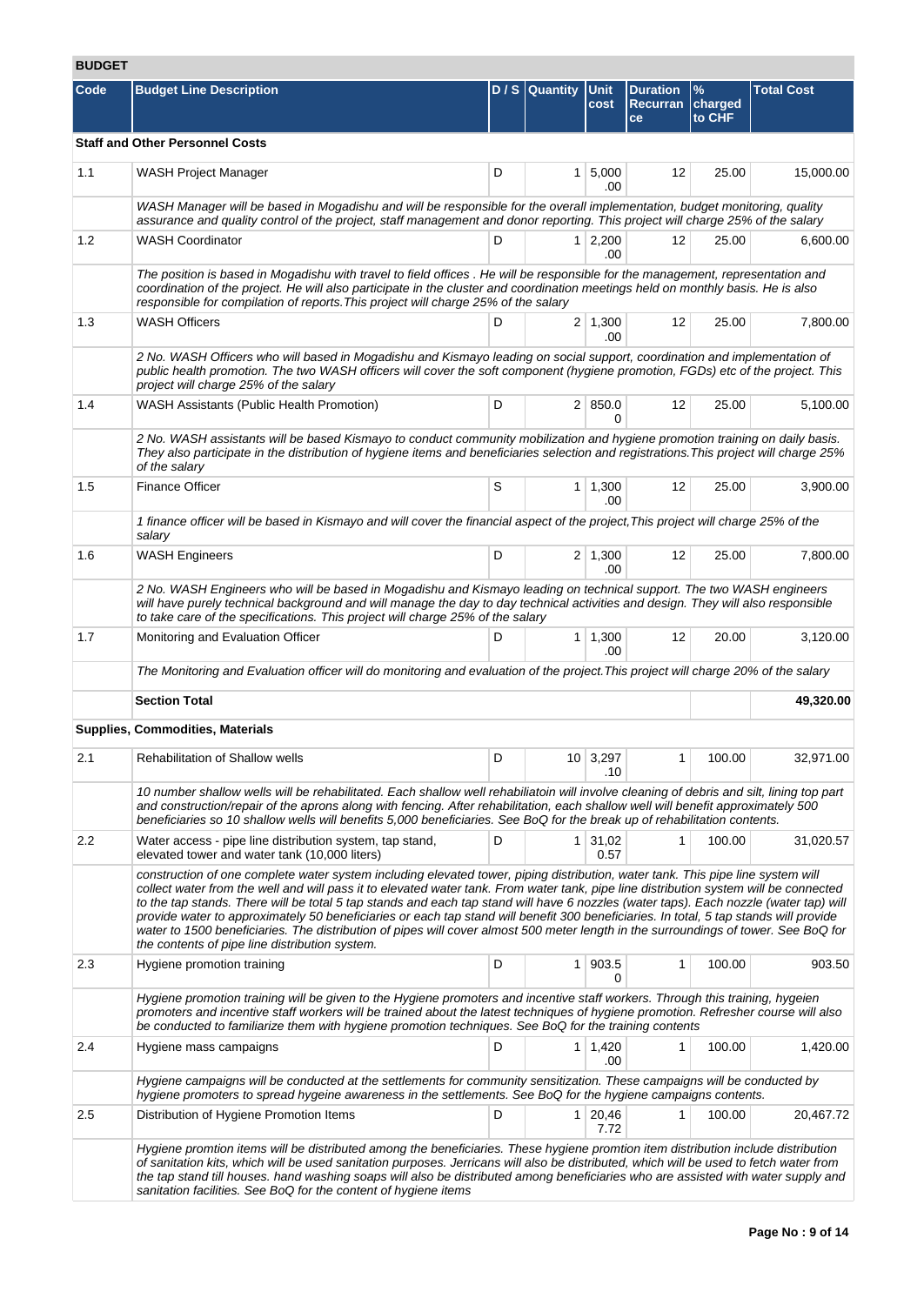## BUDGET

| Code | Budget Line Description | D / S | Quantity | Unit cost | Duration Recurrance | % charged to CHF | Total Cost |
|---|---|---|---|---|---|---|---|
| **Staff and Other Personnel Costs** | | | | | | | |
| 1.1 | WASH Project Manager | D | 1 | 5,000.00 | 12 | 25.00 | 15,000.00 |
| | *WASH Manager will be based in Mogadishu and will be responsible for the overall implementation, budget monitoring, quality assurance and quality control of the project, staff management and donor reporting. This project will charge 25% of the salary* | | | | | | |
| 1.2 | WASH Coordinator | D | 1 | 2,200.00 | 12 | 25.00 | 6,600.00 |
| | *The position is based in Mogadishu with travel to field offices . He will be responsible for the management, representation and coordination of the project. He will also participate in the cluster and coordination meetings held on monthly basis. He is also responsible for compilation of reports.This project will charge 25% of the salary* | | | | | | |
| 1.3 | WASH Officers | D | 2 | 1,300.00 | 12 | 25.00 | 7,800.00 |
| | *2 No. WASH Officers who will based in Mogadishu and Kismayo leading on social support, coordination and implementation of public health promotion. The two WASH officers will cover the soft component (hygiene promotion, FGDs) etc of the project. This project will charge 25% of the salary* | | | | | | |
| 1.4 | WASH Assistants (Public Health Promotion) | D | 2 | 850.00 | 12 | 25.00 | 5,100.00 |
| | *2 No. WASH assistants will be based Kismayo to conduct community mobilization and hygiene promotion training on daily basis. They also participate in the distribution of hygiene items and beneficiaries selection and registrations.This project will charge 25% of the salary* | | | | | | |
| 1.5 | Finance Officer | S | 1 | 1,300.00 | 12 | 25.00 | 3,900.00 |
| | *1 finance officer will be based in Kismayo and will cover the financial aspect of the project,This project will charge 25% of the salary* | | | | | | |
| 1.6 | WASH Engineers | D | 2 | 1,300.00 | 12 | 25.00 | 7,800.00 |
| | *2 No. WASH Engineers who will be based in Mogadishu and Kismayo leading on technical support. The two WASH engineers will have purely technical background and will manage the day to day technical activities and design. They will also responsible to take care of the specifications. This project will charge 25% of the salary* | | | | | | |
| 1.7 | Monitoring and Evaluation Officer | D | 1 | 1,300.00 | 12 | 20.00 | 3,120.00 |
| | *The Monitoring and Evaluation officer will do monitoring and evaluation of the project.This project will charge 20% of the salary* | | | | | | |
| | **Section Total** | | | | | | **49,320.00** |
| **Supplies, Commodities, Materials** | | | | | | | |
| 2.1 | Rehabilitation of Shallow wells | D | 10 | 3,297.10 | 1 | 100.00 | 32,971.00 |
| | *10 number shallow wells will be rehabilitated. Each shallow well rehabiliatoin will involve cleaning of debris and silt, lining top part and construction/repair of the aprons along with fencing. After rehabilitation, each shallow well will benefit approximately 500 beneficiaries so 10 shallow wells will benefits 5,000 beneficiaries. See BoQ for the break up of rehabilitation contents.* | | | | | | |
| 2.2 | Water access - pipe line distribution system, tap stand, elevated tower and water tank (10,000 liters) | D | 1 | 31,020.57 | 1 | 100.00 | 31,020.57 |
| | *construction of one complete water system including elevated tower, piping distribution, water tank. This pipe line system will collect water from the well and will pass it to elevated water tank. From water tank, pipe line distribution system will be connected to the tap stands. There will be total 5 tap stands and each tap stand will have 6 nozzles (water taps). Each nozzle (water tap) will provide water to approximately 50 beneficiaries or each tap stand will benefit 300 beneficiaries. In total, 5 tap stands will provide water to 1500 beneficiaries. The distribution of pipes will cover almost 500 meter length in the surroundings of tower. See BoQ for the contents of pipe line distribution system.* | | | | | | |
| 2.3 | Hygiene promotion training | D | 1 | 903.50 | 1 | 100.00 | 903.50 |
| | *Hygiene promotion training will be given to the Hygiene promoters and incentive staff workers. Through this training, hygeien promoters and incentive staff workers will be trained about the latest techniques of hygiene promotion. Refresher course will also be conducted to familiarize them with hygiene promotion techniques. See BoQ for the training contents* | | | | | | |
| 2.4 | Hygiene mass campaigns | D | 1 | 1,420.00 | 1 | 100.00 | 1,420.00 |
| | *Hygiene campaigns will be conducted at the settlements for community sensitization. These campaigns will be conducted by hygiene promoters to spread hygeine awareness in the settlements. See BoQ for the hygiene campaigns contents.* | | | | | | |
| 2.5 | Distribution of Hygiene Promotion Items | D | 1 | 20,467.72 | 1 | 100.00 | 20,467.72 |
| | *Hygiene promtion items will be distributed among the beneficiaries. These hygiene promtion item distribution include distribution of sanitation kits, which will be used sanitation purposes. Jerricans will also be distributed, which will be used to fetch water from the tap stand till houses. hand washing soaps will also be distributed among beneficiaries who are assisted with water supply and sanitation facilities. See BoQ for the content of hygiene items* | | | | | | |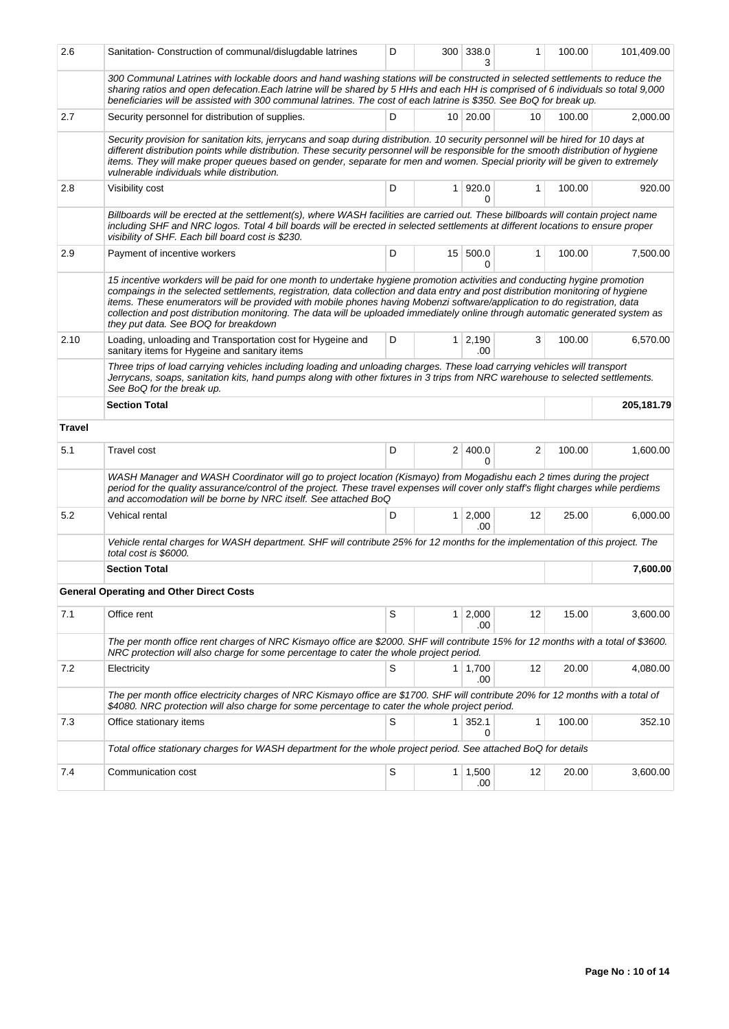| 2.6 | Sanitation- Construction of communal/dislugdable latrines | D | 300 | 338.03 | 1 | 100.00 | 101,409.00 |
|---|---|---|---|---|---|---|---|
| | *300 Communal Latrines with lockable doors and hand washing stations will be constructed in selected settlements to reduce the sharing ratios and open defecation.Each latrine will be shared by 5 HHs and each HH is comprised of 6 individuals so total 9,000 beneficiaries will be assisted with 300 communal latrines. The cost of each latrine is $350. See BoQ for break up.* | | | | | | |
| 2.7 | Security personnel for distribution of supplies. | D | 10 | 20.00 | 10 | 100.00 | 2,000.00 |
| | *Security provision for sanitation kits, jerrycans and soap during distribution. 10 security personnel will be hired for 10 days at different distribution points while distribution. These security personnel will be responsible for the smooth distribution of hygiene items. They will make proper queues based on gender, separate for men and women. Special priority will be given to extremely vulnerable individuals while distribution.* | | | | | | |
| 2.8 | Visibility cost | D | 1 | 920.00 | 1 | 100.00 | 920.00 |
| | *Billboards will be erected at the settlement(s), where WASH facilities are carried out. These billboards will contain project name including SHF and NRC logos. Total 4 bill boards will be erected in selected settlements at different locations to ensure proper visibility of SHF. Each bill board cost is $230.* | | | | | | |
| 2.9 | Payment of incentive workers | D | 15 | 500.00 | 1 | 100.00 | 7,500.00 |
| | *15 incentive workders will be paid for one month to undertake hygiene promotion activities and conducting hygine promotion compaings in the selected settlements, registration, data collection and data entry and post distribution monitoring of hygiene items. These enumerators will be provided with mobile phones having Mobenzi software/application to do registration, data collection and post distribution monitoring. The data will be uploaded immediately online through automatic generated system as they put data. See BOQ for breakdown* | | | | | | |
| 2.10 | Loading, unloading and Transportation cost for Hygeine and sanitary items for Hygeine and sanitary items | D | 1 | 2,190.00 | 3 | 100.00 | 6,570.00 |
| | *Three trips of load carrying vehicles including loading and unloading charges. These load carrying vehicles will transport Jerrycans, soaps, sanitation kits, hand pumps along with other fixtures in 3 trips from NRC warehouse to selected settlements. See BoQ for the break up.* | | | | | | |
| | **Section Total** | | | | | | **205,181.79** |
| **Travel** | | | | | | | |
| 5.1 | Travel cost | D | 2 | 400.00 | 2 | 100.00 | 1,600.00 |
| | *WASH Manager and WASH Coordinator will go to project location (Kismayo) from Mogadishu each 2 times during the project period for the quality assurance/control of the project. These travel expenses will cover only staff's flight charges while perdiems and accomodation will be borne by NRC itself. See attached BoQ* | | | | | | |
| 5.2 | Vehical rental | D | 1 | 2,000.00 | 12 | 25.00 | 6,000.00 |
| | *Vehicle rental charges for WASH department. SHF will contribute 25% for 12 months for the implementation of this project. The total cost is $6000.* | | | | | | |
| | **Section Total** | | | | | | **7,600.00** |
| **General Operating and Other Direct Costs** | | | | | | | |
| 7.1 | Office rent | S | 1 | 2,000.00 | 12 | 15.00 | 3,600.00 |
| | *The per month office rent charges of NRC Kismayo office are $2000. SHF will contribute 15% for 12 months with a total of $3600. NRC protection will also charge for some percentage to cater the whole project period.* | | | | | | |
| 7.2 | Electricity | S | 1 | 1,700.00 | 12 | 20.00 | 4,080.00 |
| | *The per month office electricity charges of NRC Kismayo office are $1700. SHF will contribute 20% for 12 months with a total of $4080. NRC protection will also charge for some percentage to cater the whole project period.* | | | | | | |
| 7.3 | Office stationary items | S | 1 | 352.10 | 1 | 100.00 | 352.10 |
| | *Total office stationary charges for WASH department for the whole project period. See attached BoQ for details* | | | | | | |
| 7.4 | Communication cost | S | 1 | 1,500.00 | 12 | 20.00 | 3,600.00 |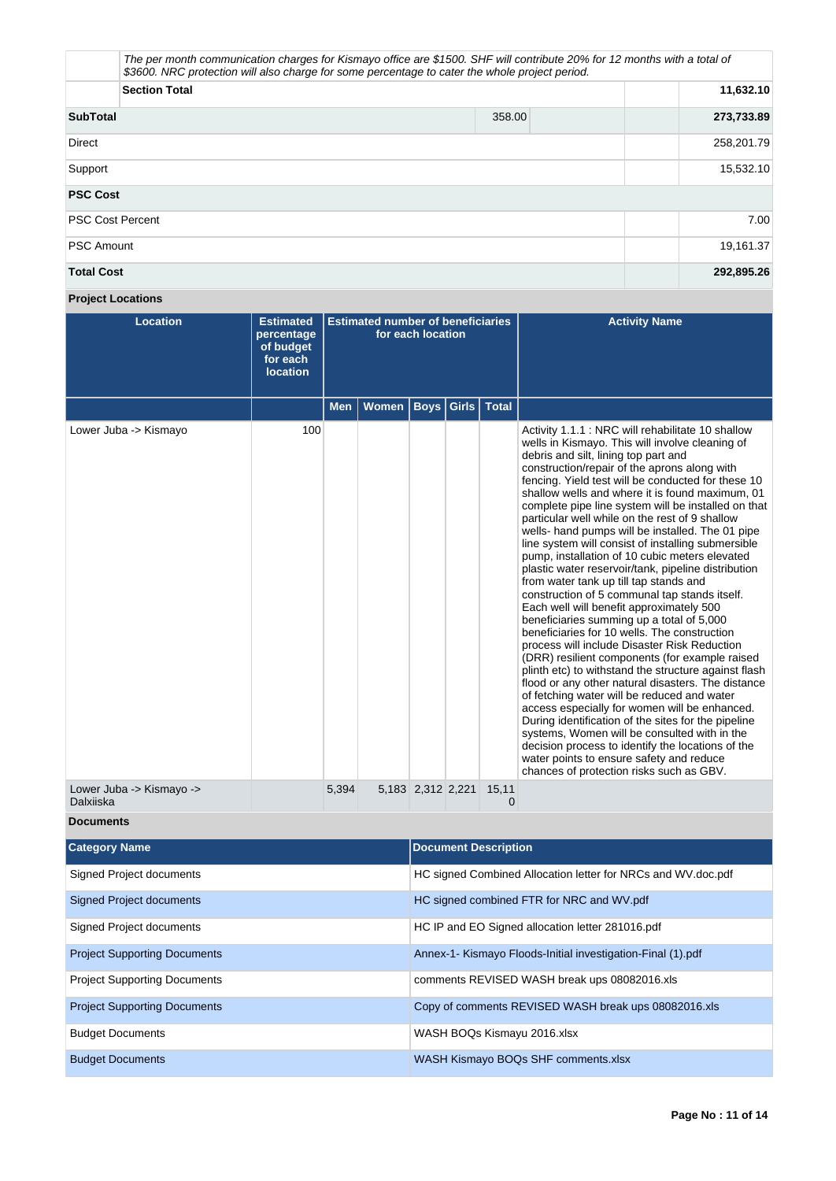| | | | |
|---|---|---|---|
| | *The per month communication charges for Kismayo office are $1500. SHF will contribute 20% for 12 months with a total of $3600. NRC protection will also charge for some percentage to cater the whole project period.* | | |
| | **Section Total** | | **11,632.10** |
| **SubTotal** | 358.00 | | **273,733.89** |
| Direct | | | 258,201.79 |
| Support | | | 15,532.10 |
| **PSC Cost** | | | |
| PSC Cost Percent | | | 7.00 |
| PSC Amount | | | 19,161.37 |
| **Total Cost** | | | **292,895.26** |

**Project Locations**

| Location | Estimated percentage of budget for each location | Estimated number of beneficiaries for each location | | | | | Activity Name |
|---|---|---|---|---|---|---|---|
| | | Men | Women | Boys | Girls | Total | |
| Lower Juba -> Kismayo | 100 | | | | | | Activity 1.1.1 : NRC will rehabilitate 10 shallow wells in Kismayo. This will involve cleaning of debris and silt, lining top part and construction/repair of the aprons along with fencing. Yield test will be conducted for these 10 shallow wells and where it is found maximum, 01 complete pipe line system will be installed on that particular well while on the rest of 9 shallow wells- hand pumps will be installed. The 01 pipe line system will consist of installing submersible pump, installation of 10 cubic meters elevated plastic water reservoir/tank, pipeline distribution from water tank up till tap stands and construction of 5 communal tap stands itself. Each well will benefit approximately 500 beneficiaries summing up a total of 5,000 beneficiaries for 10 wells. The construction process will include Disaster Risk Reduction (DRR) resilient components (for example raised plinth etc) to withstand the structure against flash flood or any other natural disasters. The distance of fetching water will be reduced and water access especially for women will be enhanced. During identification of the sites for the pipeline systems, Women will be consulted with in the decision process to identify the locations of the water points to ensure safety and reduce chances of protection risks such as GBV. |
| Lower Juba -> Kismayo -> Dalxiiska | | 5,394 | 5,183 | 2,312 | 2,221 | 15,110 | |

**Documents**

| Category Name | Document Description |
|---|---|
| Signed Project documents | HC signed Combined Allocation letter for NRCs and WV.doc.pdf |
| Signed Project documents | HC signed combined FTR for NRC and WV.pdf |
| Signed Project documents | HC IP and EO Signed allocation letter 281016.pdf |
| Project Supporting Documents | Annex-1- Kismayo Floods-Initial investigation-Final (1).pdf |
| Project Supporting Documents | comments REVISED WASH break ups 08082016.xls |
| Project Supporting Documents | Copy of comments REVISED WASH break ups 08082016.xls |
| Budget Documents | WASH BOQs Kismayu 2016.xlsx |
| Budget Documents | WASH Kismayo BOQs SHF comments.xlsx |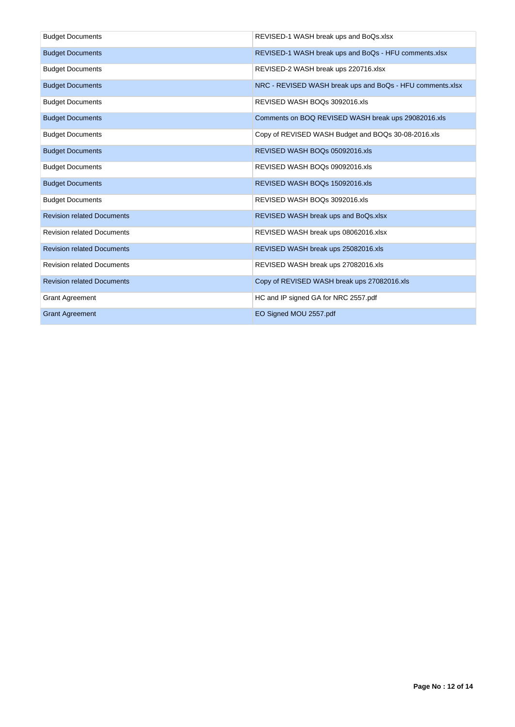| | |
|---|---|
| Budget Documents | REVISED-1 WASH break ups and BoQs.xlsx |
| Budget Documents | REVISED-1 WASH break ups and BoQs - HFU comments.xlsx |
| Budget Documents | REVISED-2 WASH break ups 220716.xlsx |
| Budget Documents | NRC - REVISED WASH break ups and BoQs - HFU comments.xlsx |
| Budget Documents | REVISED WASH BOQs 3092016.xls |
| Budget Documents | Comments on BOQ REVISED WASH break ups 29082016.xls |
| Budget Documents | Copy of REVISED WASH Budget and BOQs 30-08-2016.xls |
| Budget Documents | REVISED WASH BOQs 05092016.xls |
| Budget Documents | REVISED WASH BOQs 09092016.xls |
| Budget Documents | REVISED WASH BOQs 15092016.xls |
| Budget Documents | REVISED WASH BOQs 3092016.xls |
| Revision related Documents | REVISED WASH break ups and BoQs.xlsx |
| Revision related Documents | REVISED WASH break ups 08062016.xlsx |
| Revision related Documents | REVISED WASH break ups 25082016.xls |
| Revision related Documents | REVISED WASH break ups 27082016.xls |
| Revision related Documents | Copy of REVISED WASH break ups 27082016.xls |
| Grant Agreement | HC and IP signed GA for NRC 2557.pdf |
| Grant Agreement | EO Signed MOU 2557.pdf |